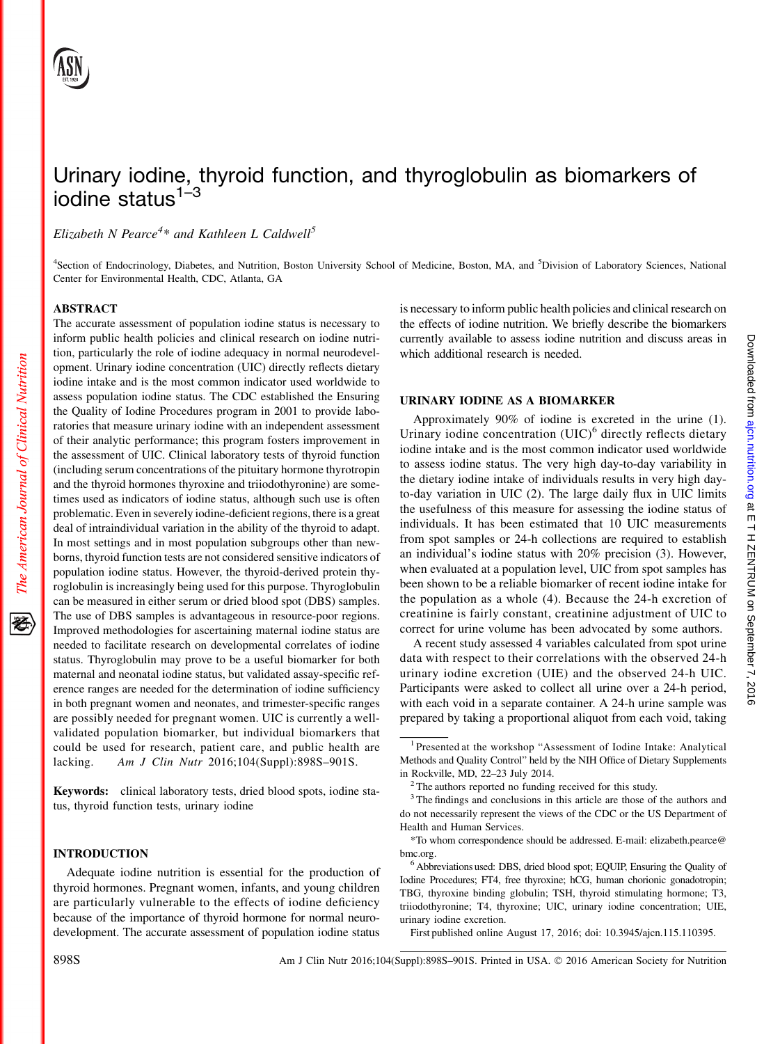# Urinary iodine, thyroid function, and thyroglobulin as biomarkers of iodine status[1–3]

*Elizabeth N Pearce[4]\* and Kathleen L Caldwell[5]*

[4]Section of Endocrinology, Diabetes, and Nutrition, Boston University School of Medicine, Boston, MA, and [5]Division of Laboratory Sciences, National Center for Environmental Health, CDC, Atlanta, GA

## ABSTRACT

The accurate assessment of population iodine status is necessary to inform public health policies and clinical research on iodine nutrition, particularly the role of iodine adequacy in normal neurodevelopment. Urinary iodine concentration (UIC) directly reflects dietary iodine intake and is the most common indicator used worldwide to assess population iodine status. The CDC established the Ensuring the Quality of Iodine Procedures program in 2001 to provide laboratories that measure urinary iodine with an independent assessment of their analytic performance; this program fosters improvement in the assessment of UIC. Clinical laboratory tests of thyroid function (including serum concentrations of the pituitary hormone thyrotropin and the thyroid hormones thyroxine and triiodothyronine) are sometimes used as indicators of iodine status, although such use is often problematic. Even in severely iodine-deficient regions, there is a great deal of intraindividual variation in the ability of the thyroid to adapt. In most settings and in most population subgroups other than newborns, thyroid function tests are not considered sensitive indicators of population iodine status. However, the thyroid-derived protein thyroglobulin is increasingly being used for this purpose. Thyroglobulin can be measured in either serum or dried blood spot (DBS) samples. The use of DBS samples is advantageous in resource-poor regions. Improved methodologies for ascertaining maternal iodine status are needed to facilitate research on developmental correlates of iodine status. Thyroglobulin may prove to be a useful biomarker for both maternal and neonatal iodine status, but validated assay-specific reference ranges are needed for the determination of iodine sufficiency in both pregnant women and neonates, and trimester-specific ranges are possibly needed for pregnant women. UIC is currently a well-validated population biomarker, but individual biomarkers that could be used for research, patient care, and public health are lacking. Am J Clin Nutr 2016;104(Suppl):898S–901S.

**Keywords:** clinical laboratory tests, dried blood spots, iodine status, thyroid function tests, urinary iodine

## INTRODUCTION

Adequate iodine nutrition is essential for the production of thyroid hormones. Pregnant women, infants, and young children are particularly vulnerable to the effects of iodine deficiency because of the importance of thyroid hormone for normal neurodevelopment. The accurate assessment of population iodine status is necessary to inform public health policies and clinical research on the effects of iodine nutrition. We briefly describe the biomarkers currently available to assess iodine nutrition and discuss areas in which additional research is needed.

## URINARY IODINE AS A BIOMARKER

Approximately 90% of iodine is excreted in the urine (1). Urinary iodine concentration (UIC)[6] directly reflects dietary iodine intake and is the most common indicator used worldwide to assess iodine status. The very high day-to-day variability in the dietary iodine intake of individuals results in very high day-to-day variation in UIC (2). The large daily flux in UIC limits the usefulness of this measure for assessing the iodine status of individuals. It has been estimated that 10 UIC measurements from spot samples or 24-h collections are required to establish an individual's iodine status with 20% precision (3). However, when evaluated at a population level, UIC from spot samples has been shown to be a reliable biomarker of recent iodine intake for the population as a whole (4). Because the 24-h excretion of creatinine is fairly constant, creatinine adjustment of UIC to correct for urine volume has been advocated by some authors.

A recent study assessed 4 variables calculated from spot urine data with respect to their correlations with the observed 24-h urinary iodine excretion (UIE) and the observed 24-h UIC. Participants were asked to collect all urine over a 24-h period, with each void in a separate container. A 24-h urine sample was prepared by taking a proportional aliquot from each void, taking

---

[1] Presented at the workshop "Assessment of Iodine Intake: Analytical Methods and Quality Control" held by the NIH Office of Dietary Supplements in Rockville, MD, 22–23 July 2014.

[2] The authors reported no funding received for this study.

[3] The findings and conclusions in this article are those of the authors and do not necessarily represent the views of the CDC or the US Department of Health and Human Services.

\*To whom correspondence should be addressed. E-mail: elizabeth.pearce@bmc.org.

[6] Abbreviations used: DBS, dried blood spot; EQUIP, Ensuring the Quality of Iodine Procedures; FT4, free thyroxine; hCG, human chorionic gonadotropin; TBG, thyroxine binding globulin; TSH, thyroid stimulating hormone; T3, triiodothyronine; T4, thyroxine; UIC, urinary iodine concentration; UIE, urinary iodine excretion.

First published online August 17, 2016; doi: 10.3945/ajcn.115.110395.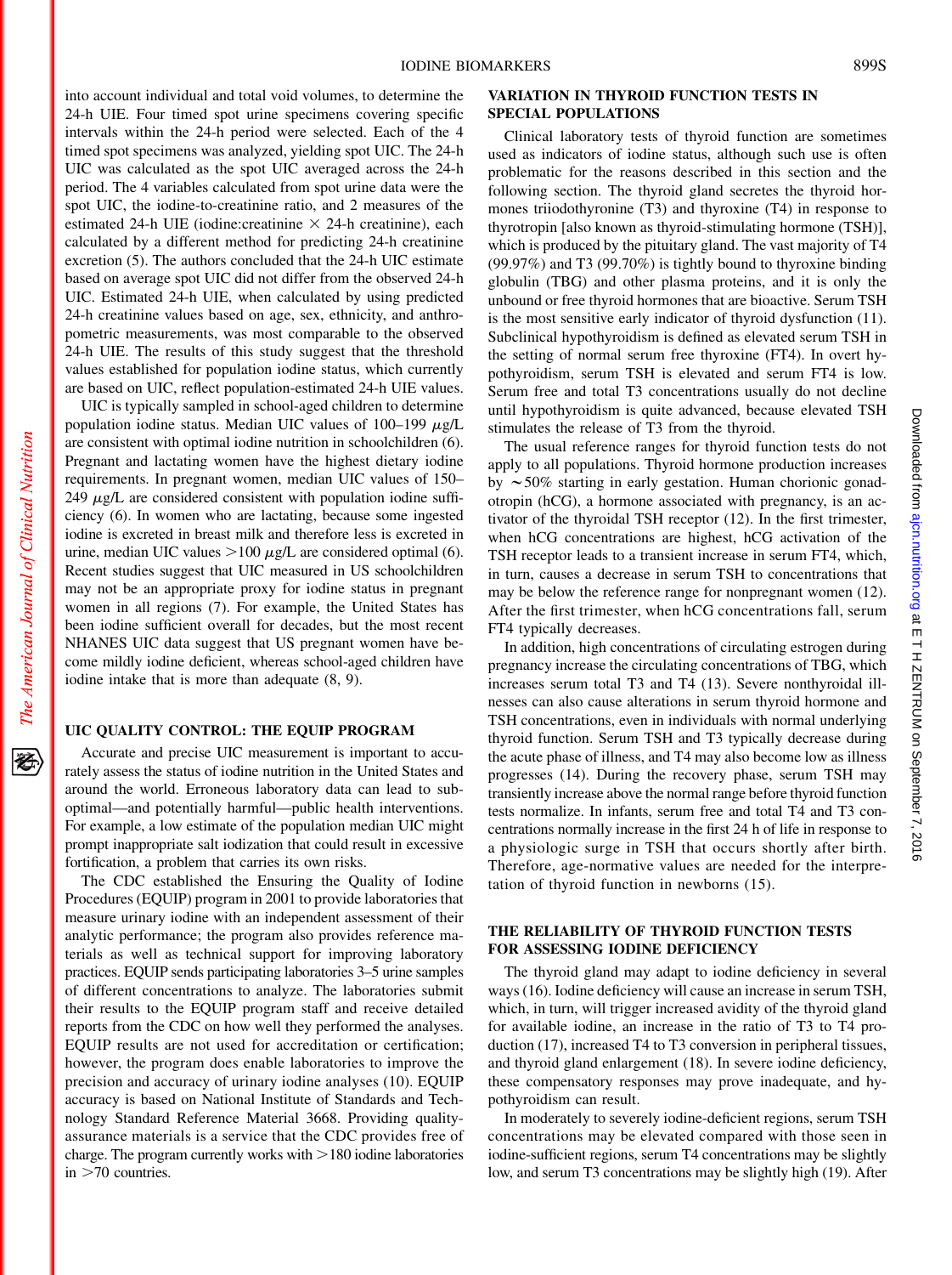into account individual and total void volumes, to determine the 24-h UIE. Four timed spot urine specimens covering specific intervals within the 24-h period were selected. Each of the 4 timed spot specimens was analyzed, yielding spot UIC. The 24-h UIC was calculated as the spot UIC averaged across the 24-h period. The 4 variables calculated from spot urine data were the spot UIC, the iodine-to-creatinine ratio, and 2 measures of the estimated 24-h UIE (iodine:creatinine × 24-h creatinine), each calculated by a different method for predicting 24-h creatinine excretion (5). The authors concluded that the 24-h UIC estimate based on average spot UIC did not differ from the observed 24-h UIC. Estimated 24-h UIE, when calculated by using predicted 24-h creatinine values based on age, sex, ethnicity, and anthropometric measurements, was most comparable to the observed 24-h UIE. The results of this study suggest that the threshold values established for population iodine status, which currently are based on UIC, reflect population-estimated 24-h UIE values.

UIC is typically sampled in school-aged children to determine population iodine status. Median UIC values of 100–199 μg/L are consistent with optimal iodine nutrition in schoolchildren (6). Pregnant and lactating women have the highest dietary iodine requirements. In pregnant women, median UIC values of 150–249 μg/L are considered consistent with population iodine sufficiency (6). In women who are lactating, because some ingested iodine is excreted in breast milk and therefore less is excreted in urine, median UIC values >100 μg/L are considered optimal (6). Recent studies suggest that UIC measured in US schoolchildren may not be an appropriate proxy for iodine status in pregnant women in all regions (7). For example, the United States has been iodine sufficient overall for decades, but the most recent NHANES UIC data suggest that US pregnant women have become mildly iodine deficient, whereas school-aged children have iodine intake that is more than adequate (8, 9).

## UIC QUALITY CONTROL: THE EQUIP PROGRAM

Accurate and precise UIC measurement is important to accurately assess the status of iodine nutrition in the United States and around the world. Erroneous laboratory data can lead to suboptimal—and potentially harmful—public health interventions. For example, a low estimate of the population median UIC might prompt inappropriate salt iodization that could result in excessive fortification, a problem that carries its own risks.

The CDC established the Ensuring the Quality of Iodine Procedures (EQUIP) program in 2001 to provide laboratories that measure urinary iodine with an independent assessment of their analytic performance; the program also provides reference materials as well as technical support for improving laboratory practices. EQUIP sends participating laboratories 3–5 urine samples of different concentrations to analyze. The laboratories submit their results to the EQUIP program staff and receive detailed reports from the CDC on how well they performed the analyses. EQUIP results are not used for accreditation or certification; however, the program does enable laboratories to improve the precision and accuracy of urinary iodine analyses (10). EQUIP accuracy is based on National Institute of Standards and Technology Standard Reference Material 3668. Providing quality-assurance materials is a service that the CDC provides free of charge. The program currently works with >180 iodine laboratories in >70 countries.

## VARIATION IN THYROID FUNCTION TESTS IN SPECIAL POPULATIONS

Clinical laboratory tests of thyroid function are sometimes used as indicators of iodine status, although such use is often problematic for the reasons described in this section and the following section. The thyroid gland secretes the thyroid hormones triiodothyronine (T3) and thyroxine (T4) in response to thyrotropin [also known as thyroid-stimulating hormone (TSH)], which is produced by the pituitary gland. The vast majority of T4 (99.97%) and T3 (99.70%) is tightly bound to thyroxine binding globulin (TBG) and other plasma proteins, and it is only the unbound or free thyroid hormones that are bioactive. Serum TSH is the most sensitive early indicator of thyroid dysfunction (11). Subclinical hypothyroidism is defined as elevated serum TSH in the setting of normal serum free thyroxine (FT4). In overt hypothyroidism, serum TSH is elevated and serum FT4 is low. Serum free and total T3 concentrations usually do not decline until hypothyroidism is quite advanced, because elevated TSH stimulates the release of T3 from the thyroid.

The usual reference ranges for thyroid function tests do not apply to all populations. Thyroid hormone production increases by ∼50% starting in early gestation. Human chorionic gonadotropin (hCG), a hormone associated with pregnancy, is an activator of the thyroidal TSH receptor (12). In the first trimester, when hCG concentrations are highest, hCG activation of the TSH receptor leads to a transient increase in serum FT4, which, in turn, causes a decrease in serum TSH to concentrations that may be below the reference range for nonpregnant women (12). After the first trimester, when hCG concentrations fall, serum FT4 typically decreases.

In addition, high concentrations of circulating estrogen during pregnancy increase the circulating concentrations of TBG, which increases serum total T3 and T4 (13). Severe nonthyroidal illnesses can also cause alterations in serum thyroid hormone and TSH concentrations, even in individuals with normal underlying thyroid function. Serum TSH and T3 typically decrease during the acute phase of illness, and T4 may also become low as illness progresses (14). During the recovery phase, serum TSH may transiently increase above the normal range before thyroid function tests normalize. In infants, serum free and total T4 and T3 concentrations normally increase in the first 24 h of life in response to a physiologic surge in TSH that occurs shortly after birth. Therefore, age-normative values are needed for the interpretation of thyroid function in newborns (15).

## THE RELIABILITY OF THYROID FUNCTION TESTS FOR ASSESSING IODINE DEFICIENCY

The thyroid gland may adapt to iodine deficiency in several ways (16). Iodine deficiency will cause an increase in serum TSH, which, in turn, will trigger increased avidity of the thyroid gland for available iodine, an increase in the ratio of T3 to T4 production (17), increased T4 to T3 conversion in peripheral tissues, and thyroid gland enlargement (18). In severe iodine deficiency, these compensatory responses may prove inadequate, and hypothyroidism can result.

In moderately to severely iodine-deficient regions, serum TSH concentrations may be elevated compared with those seen in iodine-sufficient regions, serum T4 concentrations may be slightly low, and serum T3 concentrations may be slightly high (19). After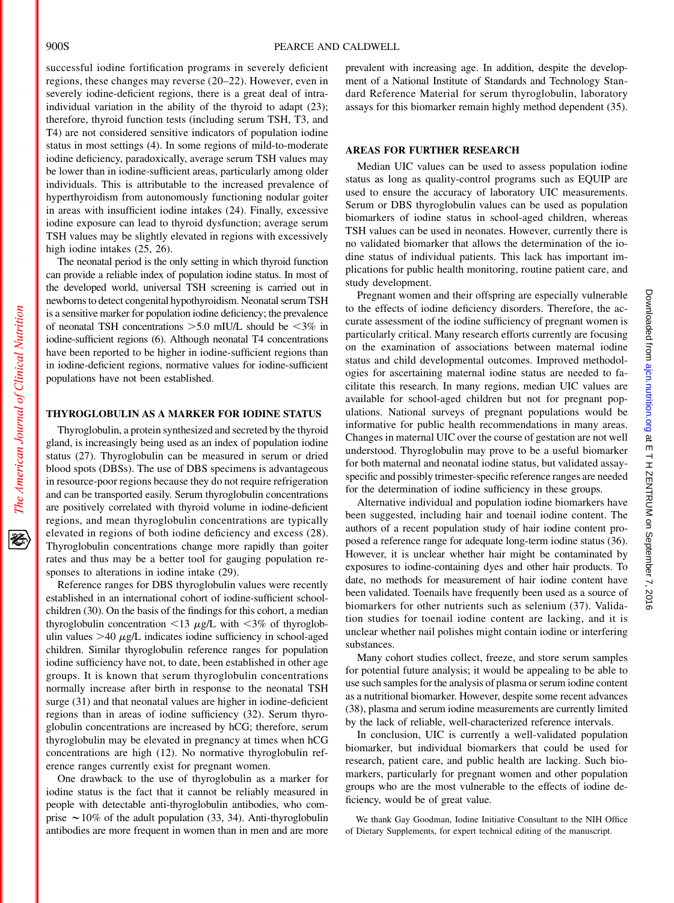successful iodine fortification programs in severely deficient regions, these changes may reverse (20–22). However, even in severely iodine-deficient regions, there is a great deal of intra-individual variation in the ability of the thyroid to adapt (23); therefore, thyroid function tests (including serum TSH, T3, and T4) are not considered sensitive indicators of population iodine status in most settings (4). In some regions of mild-to-moderate iodine deficiency, paradoxically, average serum TSH values may be lower than in iodine-sufficient areas, particularly among older individuals. This is attributable to the increased prevalence of hyperthyroidism from autonomously functioning nodular goiter in areas with insufficient iodine intakes (24). Finally, excessive iodine exposure can lead to thyroid dysfunction; average serum TSH values may be slightly elevated in regions with excessively high iodine intakes (25, 26).

The neonatal period is the only setting in which thyroid function can provide a reliable index of population iodine status. In most of the developed world, universal TSH screening is carried out in newborns to detect congenital hypothyroidism. Neonatal serum TSH is a sensitive marker for population iodine deficiency; the prevalence of neonatal TSH concentrations >5.0 mIU/L should be <3% in iodine-sufficient regions (6). Although neonatal T4 concentrations have been reported to be higher in iodine-sufficient regions than in iodine-deficient regions, normative values for iodine-sufficient populations have not been established.

## THYROGLOBULIN AS A MARKER FOR IODINE STATUS

Thyroglobulin, a protein synthesized and secreted by the thyroid gland, is increasingly being used as an index of population iodine status (27). Thyroglobulin can be measured in serum or dried blood spots (DBSs). The use of DBS specimens is advantageous in resource-poor regions because they do not require refrigeration and can be transported easily. Serum thyroglobulin concentrations are positively correlated with thyroid volume in iodine-deficient regions, and mean thyroglobulin concentrations are typically elevated in regions of both iodine deficiency and excess (28). Thyroglobulin concentrations change more rapidly than goiter rates and thus may be a better tool for gauging population responses to alterations in iodine intake (29).

Reference ranges for DBS thyroglobulin values were recently established in an international cohort of iodine-sufficient schoolchildren (30). On the basis of the findings for this cohort, a median thyroglobulin concentration <13 μg/L with <3% of thyroglobulin values >40 μg/L indicates iodine sufficiency in school-aged children. Similar thyroglobulin reference ranges for population iodine sufficiency have not, to date, been established in other age groups. It is known that serum thyroglobulin concentrations normally increase after birth in response to the neonatal TSH surge (31) and that neonatal values are higher in iodine-deficient regions than in areas of iodine sufficiency (32). Serum thyroglobulin concentrations are increased by hCG; therefore, serum thyroglobulin may be elevated in pregnancy at times when hCG concentrations are high (12). No normative thyroglobulin reference ranges currently exist for pregnant women.

One drawback to the use of thyroglobulin as a marker for iodine status is the fact that it cannot be reliably measured in people with detectable anti-thyroglobulin antibodies, who comprise ∼10% of the adult population (33, 34). Anti-thyroglobulin antibodies are more frequent in women than in men and are more prevalent with increasing age. In addition, despite the development of a National Institute of Standards and Technology Standard Reference Material for serum thyroglobulin, laboratory assays for this biomarker remain highly method dependent (35).

## AREAS FOR FURTHER RESEARCH

Median UIC values can be used to assess population iodine status as long as quality-control programs such as EQUIP are used to ensure the accuracy of laboratory UIC measurements. Serum or DBS thyroglobulin values can be used as population biomarkers of iodine status in school-aged children, whereas TSH values can be used in neonates. However, currently there is no validated biomarker that allows the determination of the iodine status of individual patients. This lack has important implications for public health monitoring, routine patient care, and study development.

Pregnant women and their offspring are especially vulnerable to the effects of iodine deficiency disorders. Therefore, the accurate assessment of the iodine sufficiency of pregnant women is particularly critical. Many research efforts currently are focusing on the examination of associations between maternal iodine status and child developmental outcomes. Improved methodologies for ascertaining maternal iodine status are needed to facilitate this research. In many regions, median UIC values are available for school-aged children but not for pregnant populations. National surveys of pregnant populations would be informative for public health recommendations in many areas. Changes in maternal UIC over the course of gestation are not well understood. Thyroglobulin may prove to be a useful biomarker for both maternal and neonatal iodine status, but validated assay-specific and possibly trimester-specific reference ranges are needed for the determination of iodine sufficiency in these groups.

Alternative individual and population iodine biomarkers have been suggested, including hair and toenail iodine content. The authors of a recent population study of hair iodine content proposed a reference range for adequate long-term iodine status (36). However, it is unclear whether hair might be contaminated by exposures to iodine-containing dyes and other hair products. To date, no methods for measurement of hair iodine content have been validated. Toenails have frequently been used as a source of biomarkers for other nutrients such as selenium (37). Validation studies for toenail iodine content are lacking, and it is unclear whether nail polishes might contain iodine or interfering substances.

Many cohort studies collect, freeze, and store serum samples for potential future analysis; it would be appealing to be able to use such samples for the analysis of plasma or serum iodine content as a nutritional biomarker. However, despite some recent advances (38), plasma and serum iodine measurements are currently limited by the lack of reliable, well-characterized reference intervals.

In conclusion, UIC is currently a well-validated population biomarker, but individual biomarkers that could be used for research, patient care, and public health are lacking. Such biomarkers, particularly for pregnant women and other population groups who are the most vulnerable to the effects of iodine deficiency, would be of great value.

We thank Gay Goodman, Iodine Initiative Consultant to the NIH Office of Dietary Supplements, for expert technical editing of the manuscript.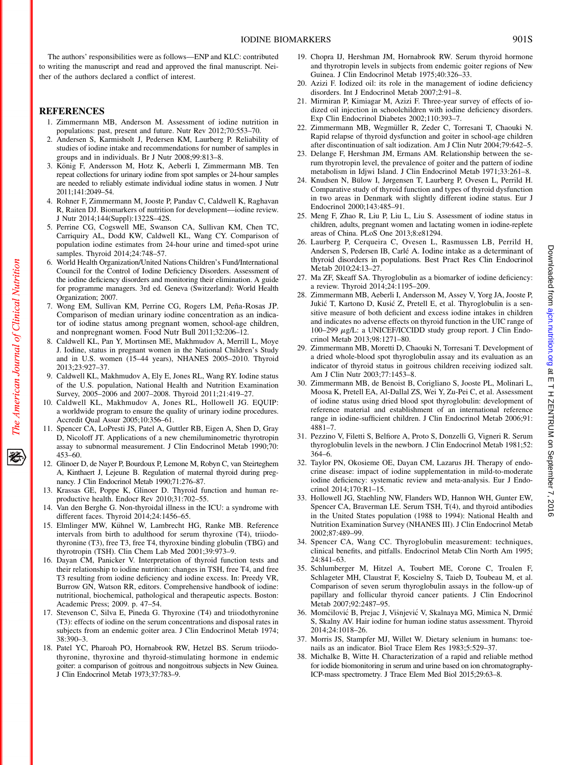The authors' responsibilities were as follows—ENP and KLC: contributed to writing the manuscript and read and approved the final manuscript. Neither of the authors declared a conflict of interest.

## REFERENCES

1. Zimmermann MB, Anderson M. Assessment of iodine nutrition in populations: past, present and future. Nutr Rev 2012;70:553–70.
2. Andersen S, Karmisholt J, Pedersen KM, Laurberg P. Reliability of studies of iodine intake and recommendations for number of samples in groups and in individuals. Br J Nutr 2008;99:813–8.
3. König F, Andersson M, Hotz K, Aeberli I, Zimmermann MB. Ten repeat collections for urinary iodine from spot samples or 24-hour samples are needed to reliably estimate individual iodine status in women. J Nutr 2011;141:2049–54.
4. Rohner F, Zimmermann M, Jooste P, Pandav C, Caldwell K, Raghavan R, Raiten DJ. Biomarkers of nutrition for development—iodine review. J Nutr 2014;144(Suppl):1322S–42S.
5. Perrine CG, Cogswell ME, Swanson CA, Sullivan KM, Chen TC, Carriquiry AL, Dodd KW, Caldwell KL, Wang CY. Comparison of population iodine estimates from 24-hour urine and timed-spot urine samples. Thyroid 2014;24:748–57.
6. World Health Organization/United Nations Children's Fund/International Council for the Control of Iodine Deficiency Disorders. Assessment of the iodine deficiency disorders and monitoring their elimination. A guide for programme managers. 3rd ed. Geneva (Switzerland): World Health Organization; 2007.
7. Wong EM, Sullivan KM, Perrine CG, Rogers LM, Peña-Rosas JP. Comparison of median urinary iodine concentration as an indicator of iodine status among pregnant women, school-age children, and nonpregnant women. Food Nutr Bull 2011;32:206–12.
8. Caldwell KL, Pan Y, Mortinsen ME, Makhmudov A, Merrill L, Moye J. Iodine, status in pregnant women in the National Children's Study and in U.S. women (15–44 years), NHANES 2005–2010. Thyroid 2013;23:927–37.
9. Caldwell KL, Makhmudov A, Ely E, Jones RL, Wang RY. Iodine status of the U.S. population, National Health and Nutrition Examination Survey, 2005–2006 and 2007–2008. Thyroid 2011;21:419–27.
10. Caldwell KL, Makhmudov A, Jones RL, Hollowell JG. EQUIP: a worldwide program to ensure the quality of urinary iodine procedures. Accredit Qual Assur 2005;10:356–61.
11. Spencer CA, LoPresti JS, Patel A, Guttler RB, Eigen A, Shen D, Gray D, Nicoloff JT. Applications of a new chemiluminometric thyrotropin assay to subnormal measurement. J Clin Endocrinol Metab 1990;70: 453–60.
12. Glinoer D, de Nayer P, Bourdoux P, Lemone M, Robyn C, van Steirteghem A, Kinthaert J, Lejeune B. Regulation of maternal thyroid during pregnancy. J Clin Endocrinol Metab 1990;71:276–87.
13. Krassas GE, Poppe K, Glinoer D. Thyroid function and human reproductive health. Endocr Rev 2010;31:702–55.
14. Van den Berghe G. Non-thyroidal illness in the ICU: a syndrome with different faces. Thyroid 2014;24:1456–65.
15. Elmlinger MW, Kühnel W, Lambrecht HG, Ranke MB. Reference intervals from birth to adulthood for serum thyroxine (T4), triiodothyronine (T3), free T3, free T4, thyroxine binding globulin (TBG) and thyrotropin (TSH). Clin Chem Lab Med 2001;39:973–9.
16. Dayan CM, Panicker V. Interpretation of thyroid function tests and their relationship to iodine nutrition: changes in TSH, free T4, and free T3 resulting from iodine deficiency and iodine excess. In: Preedy VR, Burrow GN, Watson RR, editors. Comprehensive handbook of iodine: nutritional, biochemical, pathological and therapeutic aspects. Boston: Academic Press; 2009. p. 47–54.
17. Stevenson C, Silva E, Pineda G. Thyroxine (T4) and triiodothyronine (T3): effects of iodine on the serum concentrations and disposal rates in subjects from an endemic goiter area. J Clin Endocrinol Metab 1974; 38:390–3.
18. Patel YC, Pharoah PO, Hornabrook RW, Hetzel BS. Serum triiodothyronine, thyroxine and thyroid-stimulating hormone in endemic goiter: a comparison of goitrous and nongoitrous subjects in New Guinea. J Clin Endocrinol Metab 1973;37:783–9.
19. Chopra IJ, Hershman JM, Hornabrook RW. Serum thyroid hormone and thyrotropin levels in subjects from endemic goiter regions of New Guinea. J Clin Endocrinol Metab 1975;40:326–33.
20. Azizi F. Iodized oil: its role in the management of iodine deficiency disorders. Int J Endocrinol Metab 2007;2:91–8.
21. Mirmiran P, Kimiagar M, Azizi F. Three-year survey of effects of iodized oil injection in schoolchildren with iodine deficiency disorders. Exp Clin Endocrinol Diabetes 2002;110:393–7.
22. Zimmermann MB, Wegmüller R, Zeder C, Torresani T, Chaouki N. Rapid relapse of thyroid dysfunction and goiter in school-age children after discontinuation of salt iodization. Am J Clin Nutr 2004;79:642–5.
23. Delange F, Hershman JM, Ermans AM. Relationship between the serum thyrotropin level, the prevalence of goiter and the pattern of iodine metabolism in Idjwi Island. J Clin Endocrinol Metab 1971;33:261–8.
24. Knudsen N, Bülow I, Jørgensen T, Laurberg P, Ovesen L, Perrild H. Comparative study of thyroid function and types of thyroid dysfunction in two areas in Denmark with slightly different iodine status. Eur J Endocrinol 2000;143:485–91.
25. Meng F, Zhao R, Liu P, Liu L, Liu S. Assessment of iodine status in children, adults, pregnant women and lactating women in iodine-replete areas of China. PLoS One 2013;8:e81294.
26. Laurberg P, Cerqueira C, Ovesen L, Rasmussen LB, Perrild H, Andersen S, Pedersen IB, Carlé A. Iodine intake as a determinant of thyroid disorders in populations. Best Pract Res Clin Endocrinol Metab 2010;24:13–27.
27. Ma ZF, Skeaff SA. Thyroglobulin as a biomarker of iodine deficiency: a review. Thyroid 2014;24:1195–209.
28. Zimmermann MB, Aeberli I, Andersson M, Assey V, Yorg JA, Jooste P, Jukić T, Kartono D, Kusić Z, Pretell E, et al. Thyroglobulin is a sensitive measure of both deficient and excess iodine intakes in children and indicates no adverse effects on thyroid function in the UIC range of 100–299 $\mu$g/L: a UNICEF/ICCIDD study group report. J Clin Endocrinol Metab 2013;98:1271–80.
29. Zimmermann MB, Moretti D, Chaouki N, Torresani T. Development of a dried whole-blood spot thyroglobulin assay and its evaluation as an indicator of thyroid status in goitrous children receiving iodized salt. Am J Clin Nutr 2003;77:1453–8.
30. Zimmermann MB, de Benoist B, Corigliano S, Jooste PL, Molinari L, Moosa K, Pretell EA, Al-Dallal ZS, Wei Y, Zu-Pei C, et al. Assessment of iodine status using dried blood spot thyroglobulin: development of reference material and establishment of an international reference range in iodine-sufficient children. J Clin Endocrinol Metab 2006;91: 4881–7.
31. Pezzino V, Filetti S, Belfiore A, Proto S, Donzelli G, Vigneri R. Serum thyroglobulin levels in the newborn. J Clin Endocrinol Metab 1981;52: 364–6.
32. Taylor PN, Okosieme OE, Dayan CM, Lazarus JH. Therapy of endocrine disease: impact of iodine supplementation in mild-to-moderate iodine deficiency: systematic review and meta-analysis. Eur J Endocrinol 2014;170:R1–15.
33. Hollowell JG, Staehling NW, Flanders WD, Hannon WH, Gunter EW, Spencer CA, Braverman LE. Serum TSH, T(4), and thyroid antibodies in the United States population (1988 to 1994): National Health and Nutrition Examination Survey (NHANES III). J Clin Endocrinol Metab 2002;87:489–99.
34. Spencer CA, Wang CC. Thyroglobulin measurement: techniques, clinical benefits, and pitfalls. Endocrinol Metab Clin North Am 1995; 24:841–63.
35. Schlumberger M, Hitzel A, Toubert ME, Corone C, Troalen F, Schlageter MH, Claustrat F, Koscielny S, Taieb D, Toubeau M, et al. Comparison of seven serum thyroglobulin assays in the follow-up of papillary and follicular thyroid cancer patients. J Clin Endocrinol Metab 2007;92:2487–95.
36. Momčilović B, Prejac J, Višnjević V, Skalnaya MG, Mimica N, Drmić S, Skalny AV. Hair iodine for human iodine status assessment. Thyroid 2014;24:1018–26.
37. Morris JS, Stampfer MJ, Willet W. Dietary selenium in humans: toenails as an indicator. Biol Trace Elem Res 1983;5:529–37.
38. Michalke B, Witte H. Characterization of a rapid and reliable method for iodide biomonitoring in serum and urine based on ion chromatography-ICP-mass spectrometry. J Trace Elem Med Biol 2015;29:63–8.